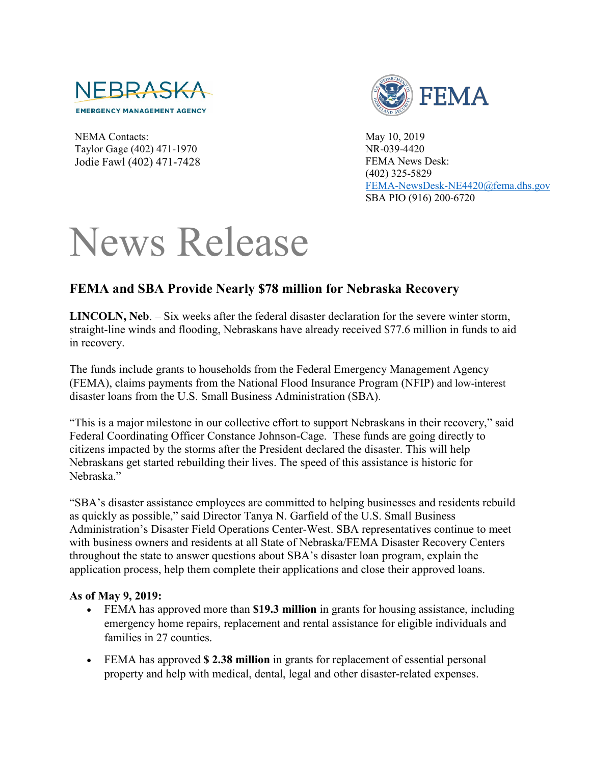NEBRASKA
EMERGENCY MANAGEMENT AGENCY

NEMA Contacts:
Taylor Gage (402) 471-1970
Jodie Fawl (402) 471-7428

FEMA

May 10, 2019
NR-039-4420
FEMA News Desk:
(402) 325-5829
FEMA-NewsDesk-NE4420@fema.dhs.gov
SBA PIO (916) 200-6720

# News Release

## FEMA and SBA Provide Nearly $78 million for Nebraska Recovery

**LINCOLN, Neb**. – Six weeks after the federal disaster declaration for the severe winter storm, straight-line winds and flooding, Nebraskans have already received $77.6 million in funds to aid in recovery.

The funds include grants to households from the Federal Emergency Management Agency (FEMA), claims payments from the National Flood Insurance Program (NFIP) and low-interest disaster loans from the U.S. Small Business Administration (SBA).

"This is a major milestone in our collective effort to support Nebraskans in their recovery," said Federal Coordinating Officer Constance Johnson-Cage. These funds are going directly to citizens impacted by the storms after the President declared the disaster. This will help Nebraskans get started rebuilding their lives. The speed of this assistance is historic for Nebraska."

"SBA's disaster assistance employees are committed to helping businesses and residents rebuild as quickly as possible," said Director Tanya N. Garfield of the U.S. Small Business Administration's Disaster Field Operations Center-West. SBA representatives continue to meet with business owners and residents at all State of Nebraska/FEMA Disaster Recovery Centers throughout the state to answer questions about SBA's disaster loan program, explain the application process, help them complete their applications and close their approved loans.

**As of May 9, 2019:**

- FEMA has approved more than **$19.3 million** in grants for housing assistance, including emergency home repairs, replacement and rental assistance for eligible individuals and families in 27 counties.
- FEMA has approved **$ 2.38 million** in grants for replacement of essential personal property and help with medical, dental, legal and other disaster-related expenses.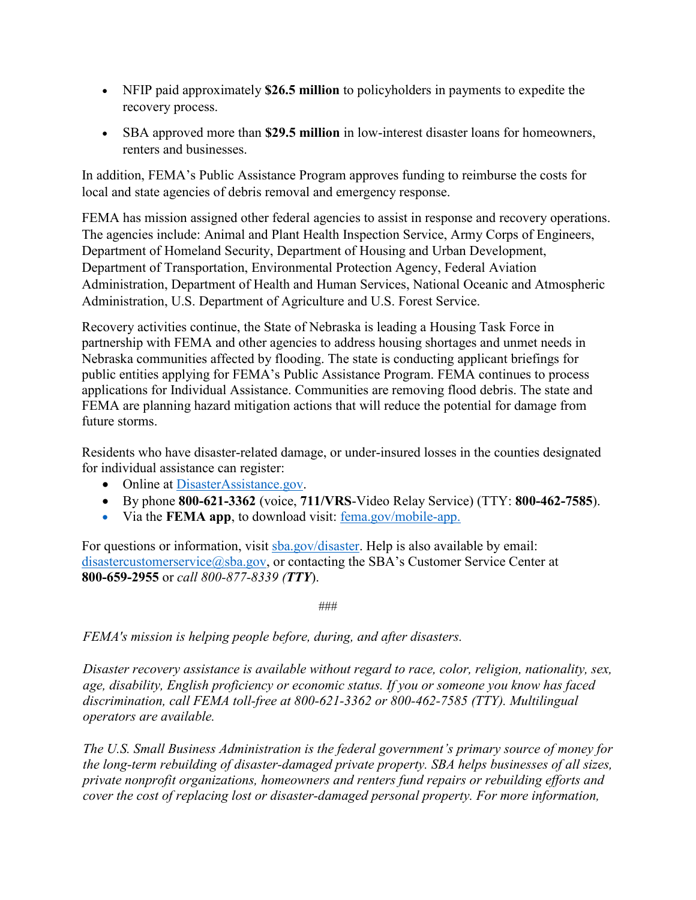- NFIP paid approximately **$26.5 million** to policyholders in payments to expedite the recovery process.
- SBA approved more than **$29.5 million** in low-interest disaster loans for homeowners, renters and businesses.

In addition, FEMA's Public Assistance Program approves funding to reimburse the costs for local and state agencies of debris removal and emergency response.

FEMA has mission assigned other federal agencies to assist in response and recovery operations. The agencies include: Animal and Plant Health Inspection Service, Army Corps of Engineers, Department of Homeland Security, Department of Housing and Urban Development, Department of Transportation, Environmental Protection Agency, Federal Aviation Administration, Department of Health and Human Services, National Oceanic and Atmospheric Administration, U.S. Department of Agriculture and U.S. Forest Service.

Recovery activities continue, the State of Nebraska is leading a Housing Task Force in partnership with FEMA and other agencies to address housing shortages and unmet needs in Nebraska communities affected by flooding. The state is conducting applicant briefings for public entities applying for FEMA's Public Assistance Program. FEMA continues to process applications for Individual Assistance. Communities are removing flood debris. The state and FEMA are planning hazard mitigation actions that will reduce the potential for damage from future storms.

Residents who have disaster-related damage, or under-insured losses in the counties designated for individual assistance can register:

- Online at [DisasterAssistance.gov](DisasterAssistance.gov).
- By phone **800-621-3362** (voice, **711/VRS**-Video Relay Service) (TTY: **800-462-7585**).
- Via the **FEMA app**, to download visit: [fema.gov/mobile-app.](fema.gov/mobile-app)

For questions or information, visit [sba.gov/disaster](sba.gov/disaster). Help is also available by email: [disastercustomerservice@sba.gov](mailto:disastercustomerservice@sba.gov), or contacting the SBA's Customer Service Center at **800-659-2955** or *call 800-877-8339 (**TTY**)*.

###

*FEMA's mission is helping people before, during, and after disasters.*

*Disaster recovery assistance is available without regard to race, color, religion, nationality, sex, age, disability, English proficiency or economic status. If you or someone you know has faced discrimination, call FEMA toll-free at 800-621-3362 or 800-462-7585 (TTY). Multilingual operators are available.*

*The U.S. Small Business Administration is the federal government's primary source of money for the long-term rebuilding of disaster-damaged private property. SBA helps businesses of all sizes, private nonprofit organizations, homeowners and renters fund repairs or rebuilding efforts and cover the cost of replacing lost or disaster-damaged personal property. For more information,*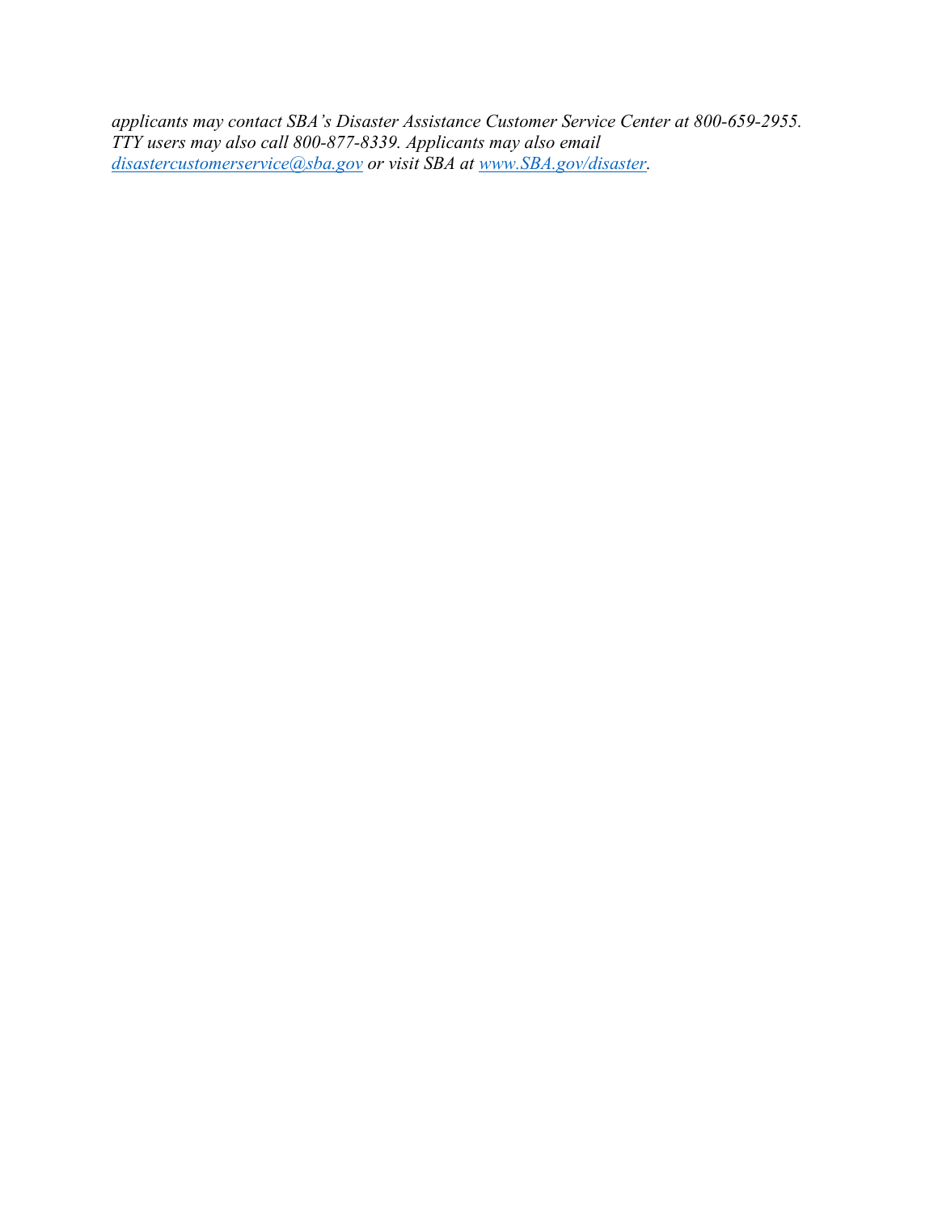*applicants may contact SBA's Disaster Assistance Customer Service Center at 800-659-2955. TTY users may also call 800-877-8339. Applicants may also email [disastercustomerservice@sba.gov](mailto:disastercustomerservice@sba.gov) or visit SBA at [www.SBA.gov/disaster](http://www.SBA.gov/disaster).*